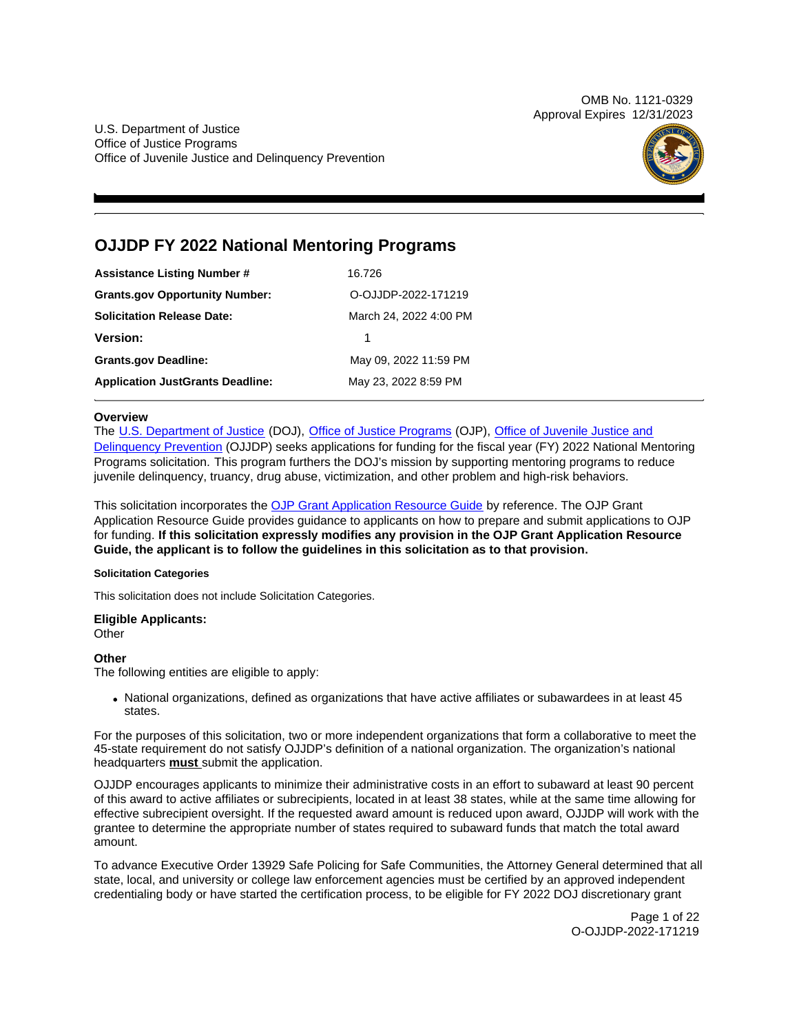OMB No. 1121-0329
Approval Expires 12/31/2023

U.S. Department of Justice
Office of Justice Programs
Office of Juvenile Justice and Delinquency Prevention

# OJJDP FY 2022 National Mentoring Programs

| | |
|---|---|
| **Assistance Listing Number #** | 16.726 |
| **Grants.gov Opportunity Number:** | O-OJJDP-2022-171219 |
| **Solicitation Release Date:** | March 24, 2022 4:00 PM |
| **Version:** | 1 |
| **Grants.gov Deadline:** | May 09, 2022 11:59 PM |
| **Application JustGrants Deadline:** | May 23, 2022 8:59 PM |

### Overview

The U.S. Department of Justice (DOJ), Office of Justice Programs (OJP), Office of Juvenile Justice and Delinquency Prevention (OJJDP) seeks applications for funding for the fiscal year (FY) 2022 National Mentoring Programs solicitation. This program furthers the DOJ's mission by supporting mentoring programs to reduce juvenile delinquency, truancy, drug abuse, victimization, and other problem and high-risk behaviors.

This solicitation incorporates the OJP Grant Application Resource Guide by reference. The OJP Grant Application Resource Guide provides guidance to applicants on how to prepare and submit applications to OJP for funding. **If this solicitation expressly modifies any provision in the OJP Grant Application Resource Guide, the applicant is to follow the guidelines in this solicitation as to that provision.**

#### Solicitation Categories

This solicitation does not include Solicitation Categories.

### Eligible Applicants:

Other

### Other

The following entities are eligible to apply:

- National organizations, defined as organizations that have active affiliates or subawardees in at least 45 states.

For the purposes of this solicitation, two or more independent organizations that form a collaborative to meet the 45-state requirement do not satisfy OJJDP's definition of a national organization. The organization's national headquarters **must** submit the application.

OJJDP encourages applicants to minimize their administrative costs in an effort to subaward at least 90 percent of this award to active affiliates or subrecipients, located in at least 38 states, while at the same time allowing for effective subrecipient oversight. If the requested award amount is reduced upon award, OJJDP will work with the grantee to determine the appropriate number of states required to subaward funds that match the total award amount.

To advance Executive Order 13929 Safe Policing for Safe Communities, the Attorney General determined that all state, local, and university or college law enforcement agencies must be certified by an approved independent credentialing body or have started the certification process, to be eligible for FY 2022 DOJ discretionary grant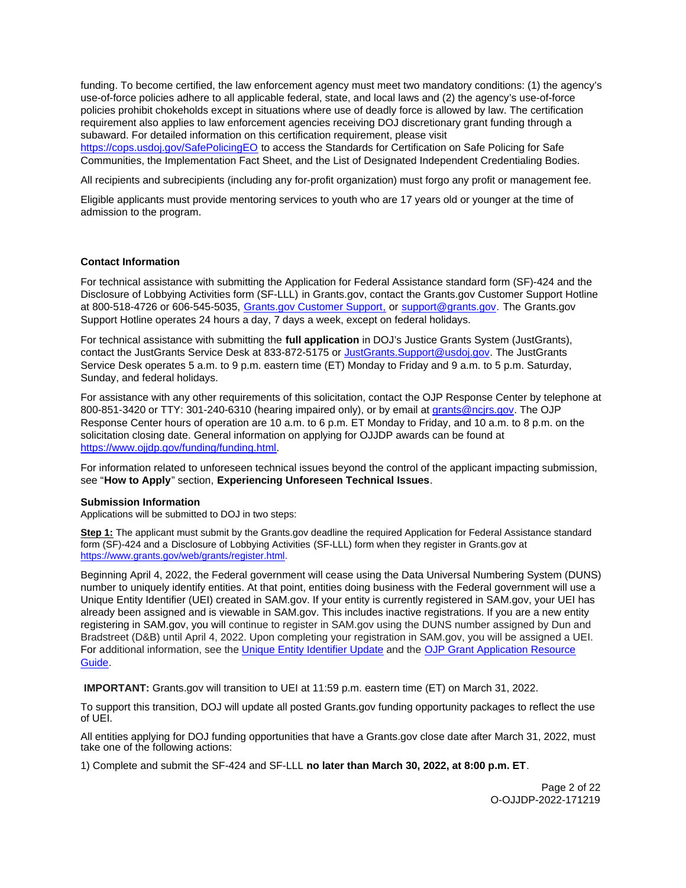funding. To become certified, the law enforcement agency must meet two mandatory conditions: (1) the agency's use-of-force policies adhere to all applicable federal, state, and local laws and (2) the agency's use-of-force policies prohibit chokeholds except in situations where use of deadly force is allowed by law. The certification requirement also applies to law enforcement agencies receiving DOJ discretionary grant funding through a subaward. For detailed information on this certification requirement, please visit [https://cops.usdoj.gov/SafePolicingEO](https://cops.usdoj.gov/SafePolicingEO) to access the Standards for Certification on Safe Policing for Safe Communities, the Implementation Fact Sheet, and the List of Designated Independent Credentialing Bodies.

All recipients and subrecipients (including any for-profit organization) must forgo any profit or management fee.

Eligible applicants must provide mentoring services to youth who are 17 years old or younger at the time of admission to the program.

### Contact Information

For technical assistance with submitting the Application for Federal Assistance standard form (SF)-424 and the Disclosure of Lobbying Activities form (SF-LLL) in Grants.gov, contact the Grants.gov Customer Support Hotline at 800-518-4726 or 606-545-5035, Grants.gov Customer Support, or support@grants.gov. The Grants.gov Support Hotline operates 24 hours a day, 7 days a week, except on federal holidays.

For technical assistance with submitting the **full application** in DOJ's Justice Grants System (JustGrants), contact the JustGrants Service Desk at 833-872-5175 or JustGrants.Support@usdoj.gov. The JustGrants Service Desk operates 5 a.m. to 9 p.m. eastern time (ET) Monday to Friday and 9 a.m. to 5 p.m. Saturday, Sunday, and federal holidays.

For assistance with any other requirements of this solicitation, contact the OJP Response Center by telephone at 800-851-3420 or TTY: 301-240-6310 (hearing impaired only), or by email at grants@ncjrs.gov. The OJP Response Center hours of operation are 10 a.m. to 6 p.m. ET Monday to Friday, and 10 a.m. to 8 p.m. on the solicitation closing date. General information on applying for OJJDP awards can be found at [https://www.ojjdp.gov/funding/funding.html](https://www.ojjdp.gov/funding/funding.html).

For information related to unforeseen technical issues beyond the control of the applicant impacting submission, see "**How to Apply**" section, **Experiencing Unforeseen Technical Issues**.

### Submission Information

Applications will be submitted to DOJ in two steps:

**Step 1:** The applicant must submit by the Grants.gov deadline the required Application for Federal Assistance standard form (SF)-424 and a Disclosure of Lobbying Activities (SF-LLL) form when they register in Grants.gov at [https://www.grants.gov/web/grants/register.html](https://www.grants.gov/web/grants/register.html).

Beginning April 4, 2022, the Federal government will cease using the Data Universal Numbering System (DUNS) number to uniquely identify entities. At that point, entities doing business with the Federal government will use a Unique Entity Identifier (UEI) created in SAM.gov. If your entity is currently registered in SAM.gov, your UEI has already been assigned and is viewable in SAM.gov. This includes inactive registrations. If you are a new entity registering in SAM.gov, you will continue to register in SAM.gov using the DUNS number assigned by Dun and Bradstreet (D&B) until April 4, 2022. Upon completing your registration in SAM.gov, you will be assigned a UEI. For additional information, see the Unique Entity Identifier Update and the OJP Grant Application Resource Guide.

**IMPORTANT:** Grants.gov will transition to UEI at 11:59 p.m. eastern time (ET) on March 31, 2022.

To support this transition, DOJ will update all posted Grants.gov funding opportunity packages to reflect the use of UEI.

All entities applying for DOJ funding opportunities that have a Grants.gov close date after March 31, 2022, must take one of the following actions:

1) Complete and submit the SF-424 and SF-LLL **no later than March 30, 2022, at 8:00 p.m. ET**.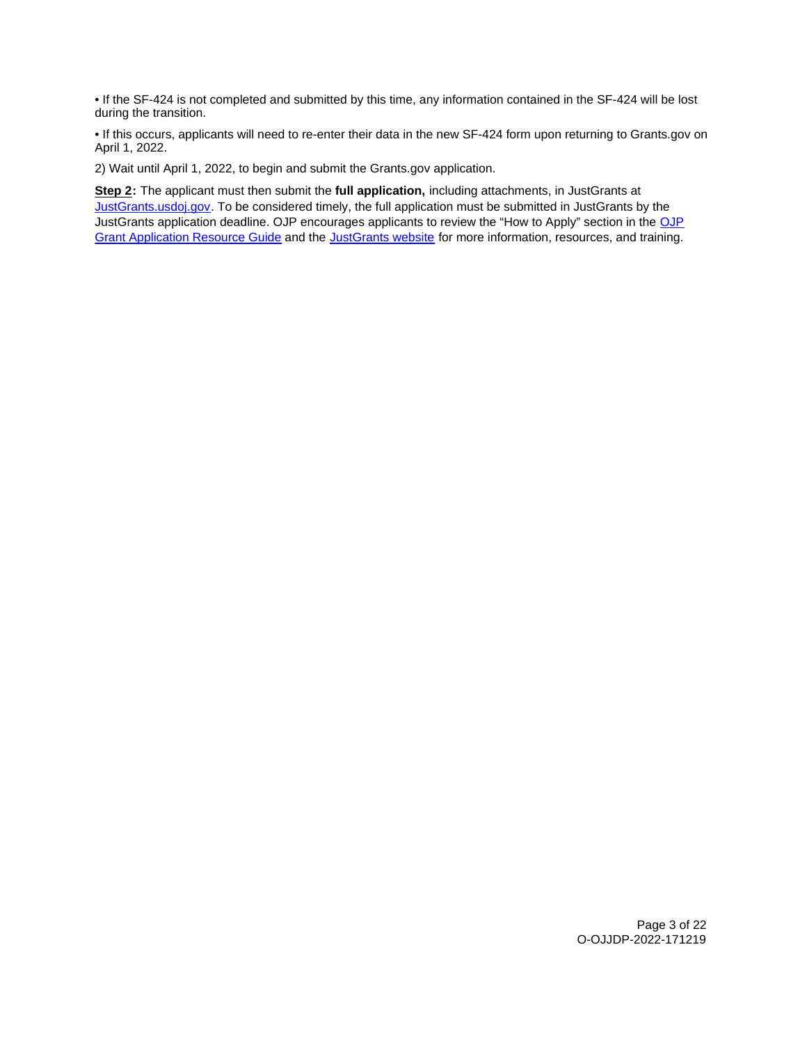• If the SF-424 is not completed and submitted by this time, any information contained in the SF-424 will be lost during the transition.

• If this occurs, applicants will need to re-enter their data in the new SF-424 form upon returning to Grants.gov on April 1, 2022.

2) Wait until April 1, 2022, to begin and submit the Grants.gov application.

**Step 2:** The applicant must then submit the **full application,** including attachments, in JustGrants at [JustGrants.usdoj.gov](JustGrants.usdoj.gov). To be considered timely, the full application must be submitted in JustGrants by the JustGrants application deadline. OJP encourages applicants to review the "How to Apply" section in the [OJP Grant Application Resource Guide](OJP Grant Application Resource Guide) and the [JustGrants website](JustGrants website) for more information, resources, and training.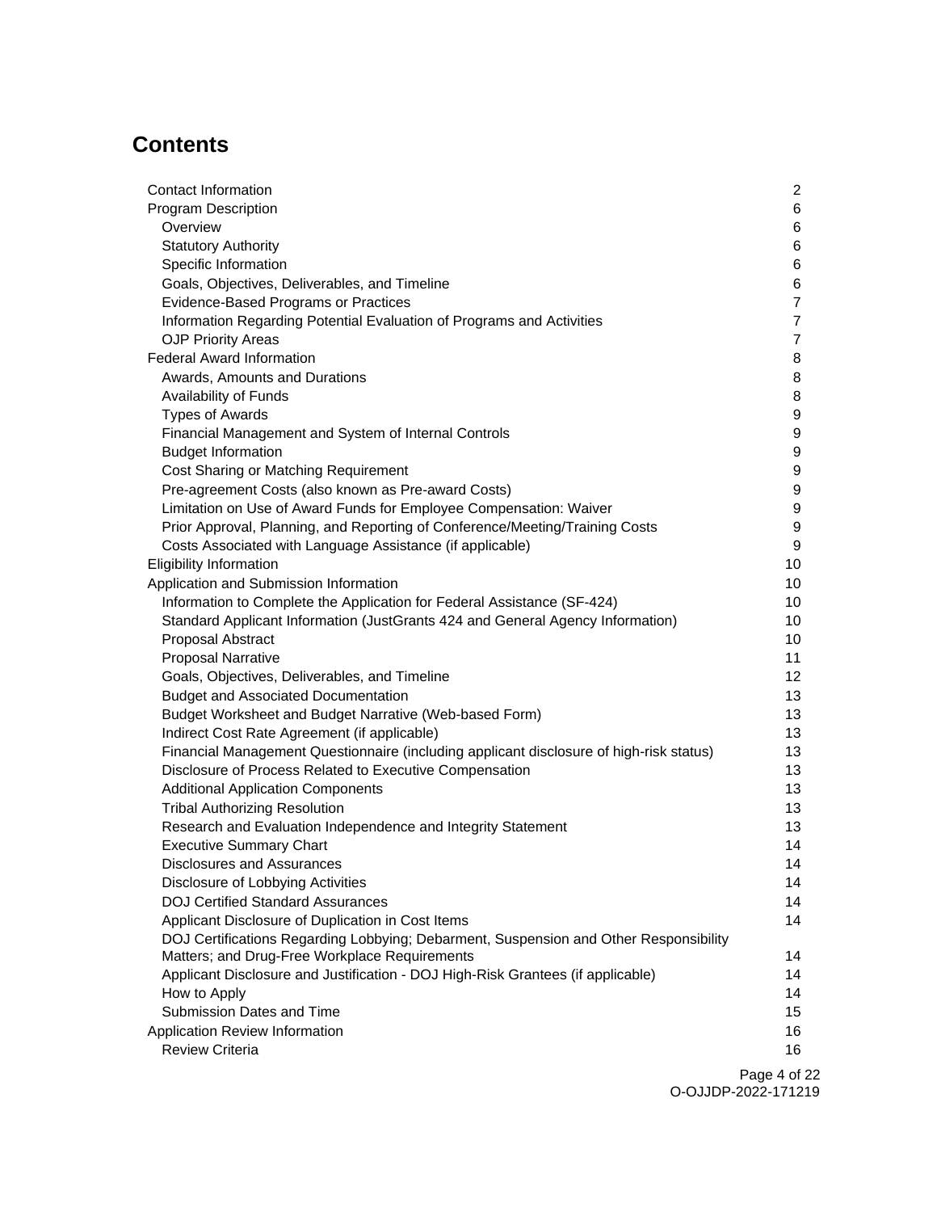# Contents

- Contact Information 2
- Program Description 6
  - Overview 6
  - Statutory Authority 6
  - Specific Information 6
  - Goals, Objectives, Deliverables, and Timeline 6
  - Evidence-Based Programs or Practices 7
  - Information Regarding Potential Evaluation of Programs and Activities 7
  - OJP Priority Areas 7
- Federal Award Information 8
  - Awards, Amounts and Durations 8
  - Availability of Funds 8
  - Types of Awards 9
  - Financial Management and System of Internal Controls 9
  - Budget Information 9
  - Cost Sharing or Matching Requirement 9
  - Pre-agreement Costs (also known as Pre-award Costs) 9
  - Limitation on Use of Award Funds for Employee Compensation: Waiver 9
  - Prior Approval, Planning, and Reporting of Conference/Meeting/Training Costs 9
  - Costs Associated with Language Assistance (if applicable) 9
- Eligibility Information 10
- Application and Submission Information 10
  - Information to Complete the Application for Federal Assistance (SF-424) 10
  - Standard Applicant Information (JustGrants 424 and General Agency Information) 10
  - Proposal Abstract 10
  - Proposal Narrative 11
  - Goals, Objectives, Deliverables, and Timeline 12
  - Budget and Associated Documentation 13
  - Budget Worksheet and Budget Narrative (Web-based Form) 13
  - Indirect Cost Rate Agreement (if applicable) 13
  - Financial Management Questionnaire (including applicant disclosure of high-risk status) 13
  - Disclosure of Process Related to Executive Compensation 13
  - Additional Application Components 13
  - Tribal Authorizing Resolution 13
  - Research and Evaluation Independence and Integrity Statement 13
  - Executive Summary Chart 14
  - Disclosures and Assurances 14
  - Disclosure of Lobbying Activities 14
  - DOJ Certified Standard Assurances 14
  - Applicant Disclosure of Duplication in Cost Items 14
  - DOJ Certifications Regarding Lobbying; Debarment, Suspension and Other Responsibility Matters; and Drug-Free Workplace Requirements 14
  - Applicant Disclosure and Justification - DOJ High-Risk Grantees (if applicable) 14
  - How to Apply 14
  - Submission Dates and Time 15
- Application Review Information 16
  - Review Criteria 16

O-OJJDP-2022-171219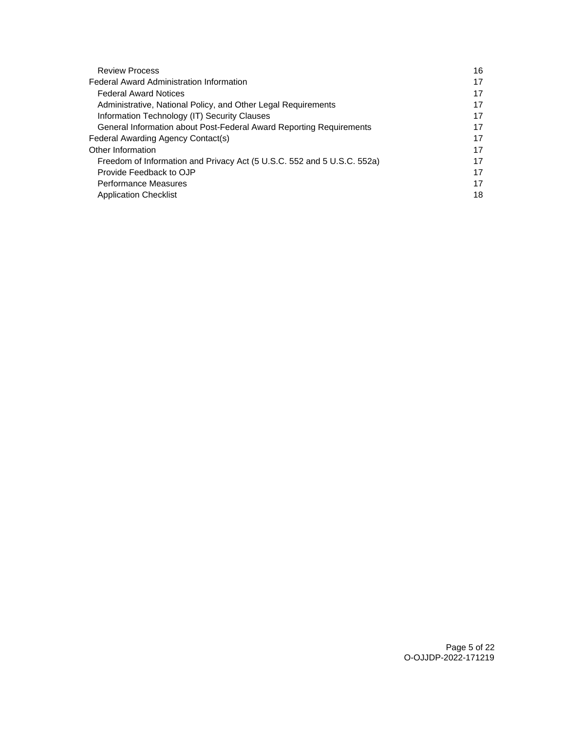| | |
|---|---|
| Review Process | 16 |
| Federal Award Administration Information | 17 |
| Federal Award Notices | 17 |
| Administrative, National Policy, and Other Legal Requirements | 17 |
| Information Technology (IT) Security Clauses | 17 |
| General Information about Post-Federal Award Reporting Requirements | 17 |
| Federal Awarding Agency Contact(s) | 17 |
| Other Information | 17 |
| Freedom of Information and Privacy Act (5 U.S.C. 552 and 5 U.S.C. 552a) | 17 |
| Provide Feedback to OJP | 17 |
| Performance Measures | 17 |
| Application Checklist | 18 |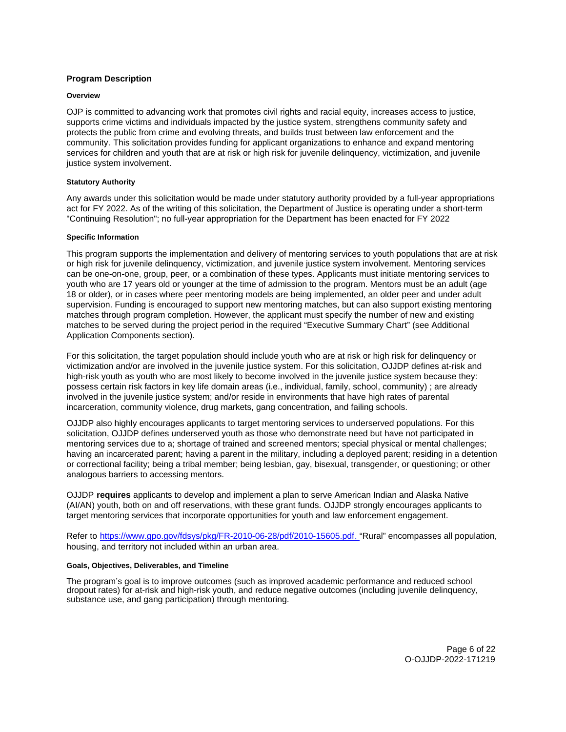## Program Description

### Overview

OJP is committed to advancing work that promotes civil rights and racial equity, increases access to justice, supports crime victims and individuals impacted by the justice system, strengthens community safety and protects the public from crime and evolving threats, and builds trust between law enforcement and the community. This solicitation provides funding for applicant organizations to enhance and expand mentoring services for children and youth that are at risk or high risk for juvenile delinquency, victimization, and juvenile justice system involvement.

#### Statutory Authority

Any awards under this solicitation would be made under statutory authority provided by a full-year appropriations act for FY 2022. As of the writing of this solicitation, the Department of Justice is operating under a short-term "Continuing Resolution"; no full-year appropriation for the Department has been enacted for FY 2022

#### Specific Information

This program supports the implementation and delivery of mentoring services to youth populations that are at risk or high risk for juvenile delinquency, victimization, and juvenile justice system involvement. Mentoring services can be one-on-one, group, peer, or a combination of these types. Applicants must initiate mentoring services to youth who are 17 years old or younger at the time of admission to the program. Mentors must be an adult (age 18 or older), or in cases where peer mentoring models are being implemented, an older peer and under adult supervision. Funding is encouraged to support new mentoring matches, but can also support existing mentoring matches through program completion. However, the applicant must specify the number of new and existing matches to be served during the project period in the required "Executive Summary Chart" (see Additional Application Components section).

For this solicitation, the target population should include youth who are at risk or high risk for delinquency or victimization and/or are involved in the juvenile justice system. For this solicitation, OJJDP defines at-risk and high-risk youth as youth who are most likely to become involved in the juvenile justice system because they: possess certain risk factors in key life domain areas (i.e., individual, family, school, community) ; are already involved in the juvenile justice system; and/or reside in environments that have high rates of parental incarceration, community violence, drug markets, gang concentration, and failing schools.

OJJDP also highly encourages applicants to target mentoring services to underserved populations. For this solicitation, OJJDP defines underserved youth as those who demonstrate need but have not participated in mentoring services due to a; shortage of trained and screened mentors; special physical or mental challenges; having an incarcerated parent; having a parent in the military, including a deployed parent; residing in a detention or correctional facility; being a tribal member; being lesbian, gay, bisexual, transgender, or questioning; or other analogous barriers to accessing mentors.

OJJDP **requires** applicants to develop and implement a plan to serve American Indian and Alaska Native (AI/AN) youth, both on and off reservations, with these grant funds. OJJDP strongly encourages applicants to target mentoring services that incorporate opportunities for youth and law enforcement engagement.

Refer to https://www.gpo.gov/fdsys/pkg/FR-2010-06-28/pdf/2010-15605.pdf. "Rural" encompasses all population, housing, and territory not included within an urban area.

#### Goals, Objectives, Deliverables, and Timeline

The program's goal is to improve outcomes (such as improved academic performance and reduced school dropout rates) for at-risk and high-risk youth, and reduce negative outcomes (including juvenile delinquency, substance use, and gang participation) through mentoring.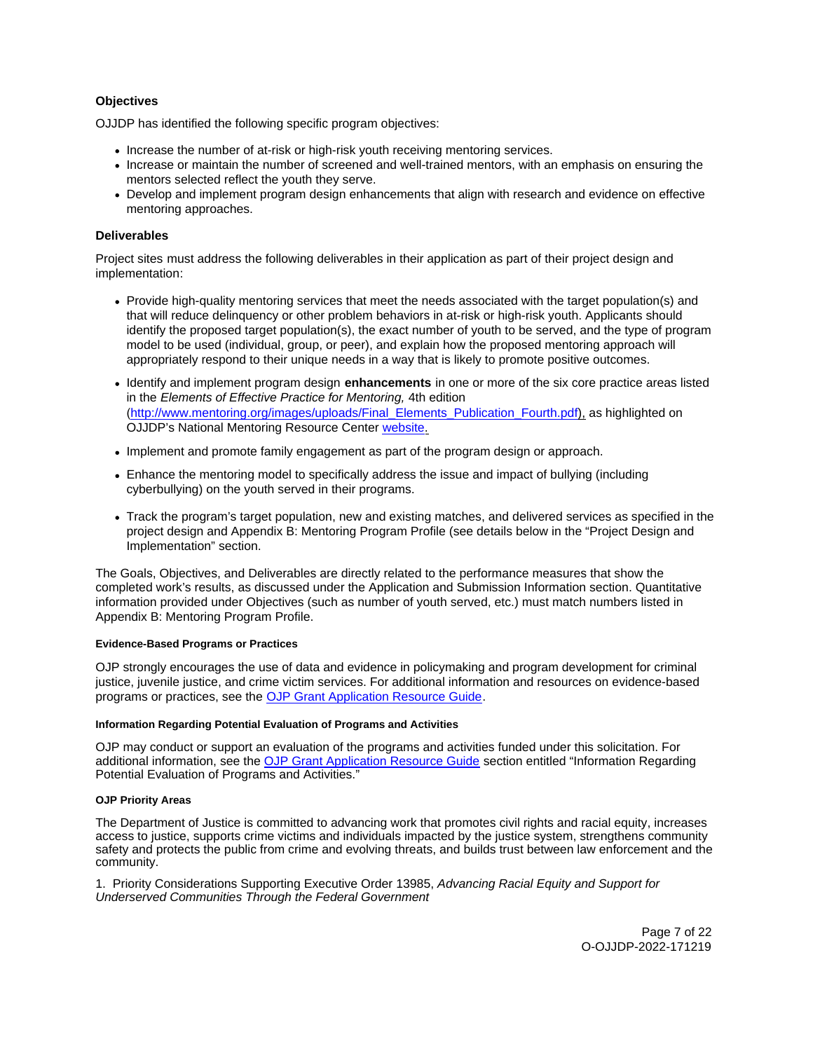### Objectives

OJJDP has identified the following specific program objectives:

- Increase the number of at-risk or high-risk youth receiving mentoring services.
- Increase or maintain the number of screened and well-trained mentors, with an emphasis on ensuring the mentors selected reflect the youth they serve.
- Develop and implement program design enhancements that align with research and evidence on effective mentoring approaches.

### Deliverables

Project sites must address the following deliverables in their application as part of their project design and implementation:

- Provide high-quality mentoring services that meet the needs associated with the target population(s) and that will reduce delinquency or other problem behaviors in at-risk or high-risk youth. Applicants should identify the proposed target population(s), the exact number of youth to be served, and the type of program model to be used (individual, group, or peer), and explain how the proposed mentoring approach will appropriately respond to their unique needs in a way that is likely to promote positive outcomes.
- Identify and implement program design **enhancements** in one or more of the six core practice areas listed in the *Elements of Effective Practice for Mentoring,* 4th edition (http://www.mentoring.org/images/uploads/Final_Elements_Publication_Fourth.pdf), as highlighted on OJJDP's National Mentoring Resource Center website.
- Implement and promote family engagement as part of the program design or approach.
- Enhance the mentoring model to specifically address the issue and impact of bullying (including cyberbullying) on the youth served in their programs.
- Track the program's target population, new and existing matches, and delivered services as specified in the project design and Appendix B: Mentoring Program Profile (see details below in the "Project Design and Implementation" section.

The Goals, Objectives, and Deliverables are directly related to the performance measures that show the completed work's results, as discussed under the Application and Submission Information section. Quantitative information provided under Objectives (such as number of youth served, etc.) must match numbers listed in Appendix B: Mentoring Program Profile.

#### Evidence-Based Programs or Practices

OJP strongly encourages the use of data and evidence in policymaking and program development for criminal justice, juvenile justice, and crime victim services. For additional information and resources on evidence-based programs or practices, see the OJP Grant Application Resource Guide.

#### Information Regarding Potential Evaluation of Programs and Activities

OJP may conduct or support an evaluation of the programs and activities funded under this solicitation. For additional information, see the OJP Grant Application Resource Guide section entitled "Information Regarding Potential Evaluation of Programs and Activities."

#### OJP Priority Areas

The Department of Justice is committed to advancing work that promotes civil rights and racial equity, increases access to justice, supports crime victims and individuals impacted by the justice system, strengthens community safety and protects the public from crime and evolving threats, and builds trust between law enforcement and the community.

1. Priority Considerations Supporting Executive Order 13985, *Advancing Racial Equity and Support for Underserved Communities Through the Federal Government*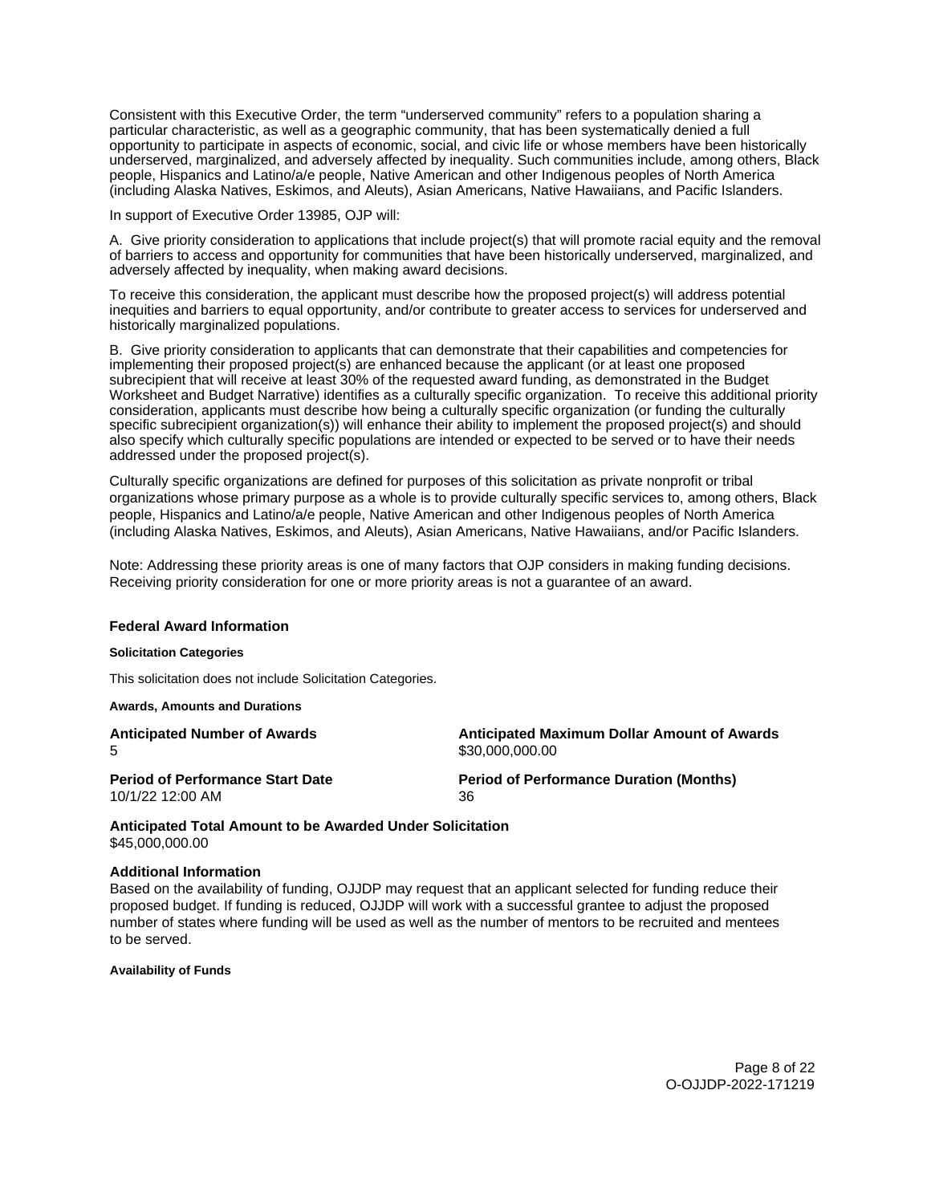Consistent with this Executive Order, the term "underserved community" refers to a population sharing a particular characteristic, as well as a geographic community, that has been systematically denied a full opportunity to participate in aspects of economic, social, and civic life or whose members have been historically underserved, marginalized, and adversely affected by inequality. Such communities include, among others, Black people, Hispanics and Latino/a/e people, Native American and other Indigenous peoples of North America (including Alaska Natives, Eskimos, and Aleuts), Asian Americans, Native Hawaiians, and Pacific Islanders.

In support of Executive Order 13985, OJP will:

A. Give priority consideration to applications that include project(s) that will promote racial equity and the removal of barriers to access and opportunity for communities that have been historically underserved, marginalized, and adversely affected by inequality, when making award decisions.

To receive this consideration, the applicant must describe how the proposed project(s) will address potential inequities and barriers to equal opportunity, and/or contribute to greater access to services for underserved and historically marginalized populations.

B. Give priority consideration to applicants that can demonstrate that their capabilities and competencies for implementing their proposed project(s) are enhanced because the applicant (or at least one proposed subrecipient that will receive at least 30% of the requested award funding, as demonstrated in the Budget Worksheet and Budget Narrative) identifies as a culturally specific organization. To receive this additional priority consideration, applicants must describe how being a culturally specific organization (or funding the culturally specific subrecipient organization(s)) will enhance their ability to implement the proposed project(s) and should also specify which culturally specific populations are intended or expected to be served or to have their needs addressed under the proposed project(s).

Culturally specific organizations are defined for purposes of this solicitation as private nonprofit or tribal organizations whose primary purpose as a whole is to provide culturally specific services to, among others, Black people, Hispanics and Latino/a/e people, Native American and other Indigenous peoples of North America (including Alaska Natives, Eskimos, and Aleuts), Asian Americans, Native Hawaiians, and/or Pacific Islanders.

Note: Addressing these priority areas is one of many factors that OJP considers in making funding decisions. Receiving priority consideration for one or more priority areas is not a guarantee of an award.

## Federal Award Information

#### Solicitation Categories

This solicitation does not include Solicitation Categories.

#### Awards, Amounts and Durations

**Anticipated Number of Awards**
5

**Anticipated Maximum Dollar Amount of Awards**
$30,000,000.00

**Period of Performance Start Date**
10/1/22 12:00 AM

**Period of Performance Duration (Months)**
36

**Anticipated Total Amount to be Awarded Under Solicitation**
$45,000,000.00

### Additional Information

Based on the availability of funding, OJJDP may request that an applicant selected for funding reduce their proposed budget. If funding is reduced, OJJDP will work with a successful grantee to adjust the proposed number of states where funding will be used as well as the number of mentors to be recruited and mentees to be served.

#### Availability of Funds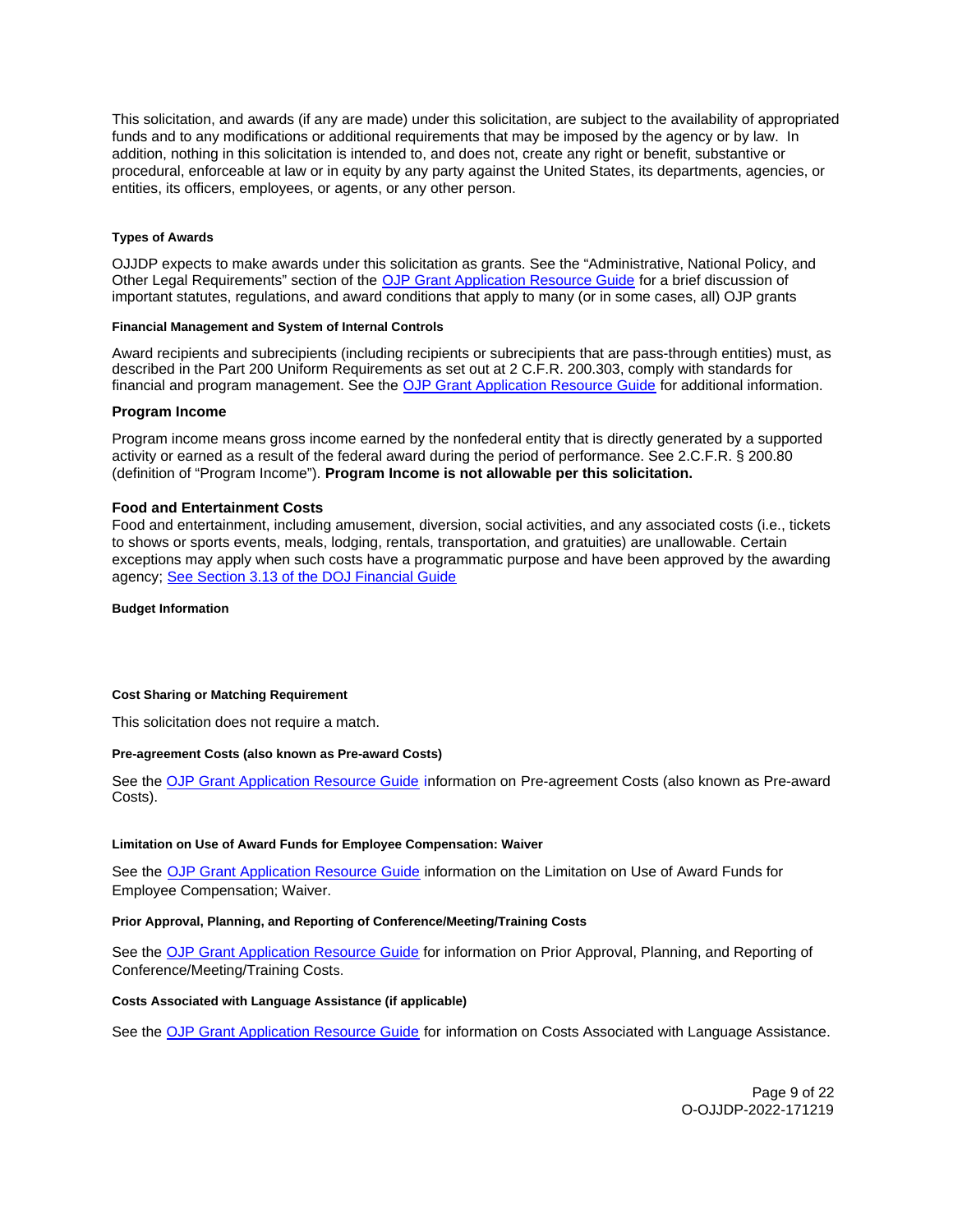This solicitation, and awards (if any are made) under this solicitation, are subject to the availability of appropriated funds and to any modifications or additional requirements that may be imposed by the agency or by law. In addition, nothing in this solicitation is intended to, and does not, create any right or benefit, substantive or procedural, enforceable at law or in equity by any party against the United States, its departments, agencies, or entities, its officers, employees, or agents, or any other person.

#### Types of Awards

OJJDP expects to make awards under this solicitation as grants. See the "Administrative, National Policy, and Other Legal Requirements" section of the OJP Grant Application Resource Guide for a brief discussion of important statutes, regulations, and award conditions that apply to many (or in some cases, all) OJP grants

#### Financial Management and System of Internal Controls

Award recipients and subrecipients (including recipients or subrecipients that are pass-through entities) must, as described in the Part 200 Uniform Requirements as set out at 2 C.F.R. 200.303, comply with standards for financial and program management. See the OJP Grant Application Resource Guide for additional information.

### Program Income

Program income means gross income earned by the nonfederal entity that is directly generated by a supported activity or earned as a result of the federal award during the period of performance. See 2.C.F.R. § 200.80 (definition of "Program Income"). **Program Income is not allowable per this solicitation.**

### Food and Entertainment Costs

Food and entertainment, including amusement, diversion, social activities, and any associated costs (i.e., tickets to shows or sports events, meals, lodging, rentals, transportation, and gratuities) are unallowable. Certain exceptions may apply when such costs have a programmatic purpose and have been approved by the awarding agency; See Section 3.13 of the DOJ Financial Guide

#### Budget Information

#### Cost Sharing or Matching Requirement

This solicitation does not require a match.

#### Pre-agreement Costs (also known as Pre-award Costs)

See the OJP Grant Application Resource Guide information on Pre-agreement Costs (also known as Pre-award Costs).

#### Limitation on Use of Award Funds for Employee Compensation: Waiver

See the OJP Grant Application Resource Guide information on the Limitation on Use of Award Funds for Employee Compensation; Waiver.

#### Prior Approval, Planning, and Reporting of Conference/Meeting/Training Costs

See the OJP Grant Application Resource Guide for information on Prior Approval, Planning, and Reporting of Conference/Meeting/Training Costs.

#### Costs Associated with Language Assistance (if applicable)

See the OJP Grant Application Resource Guide for information on Costs Associated with Language Assistance.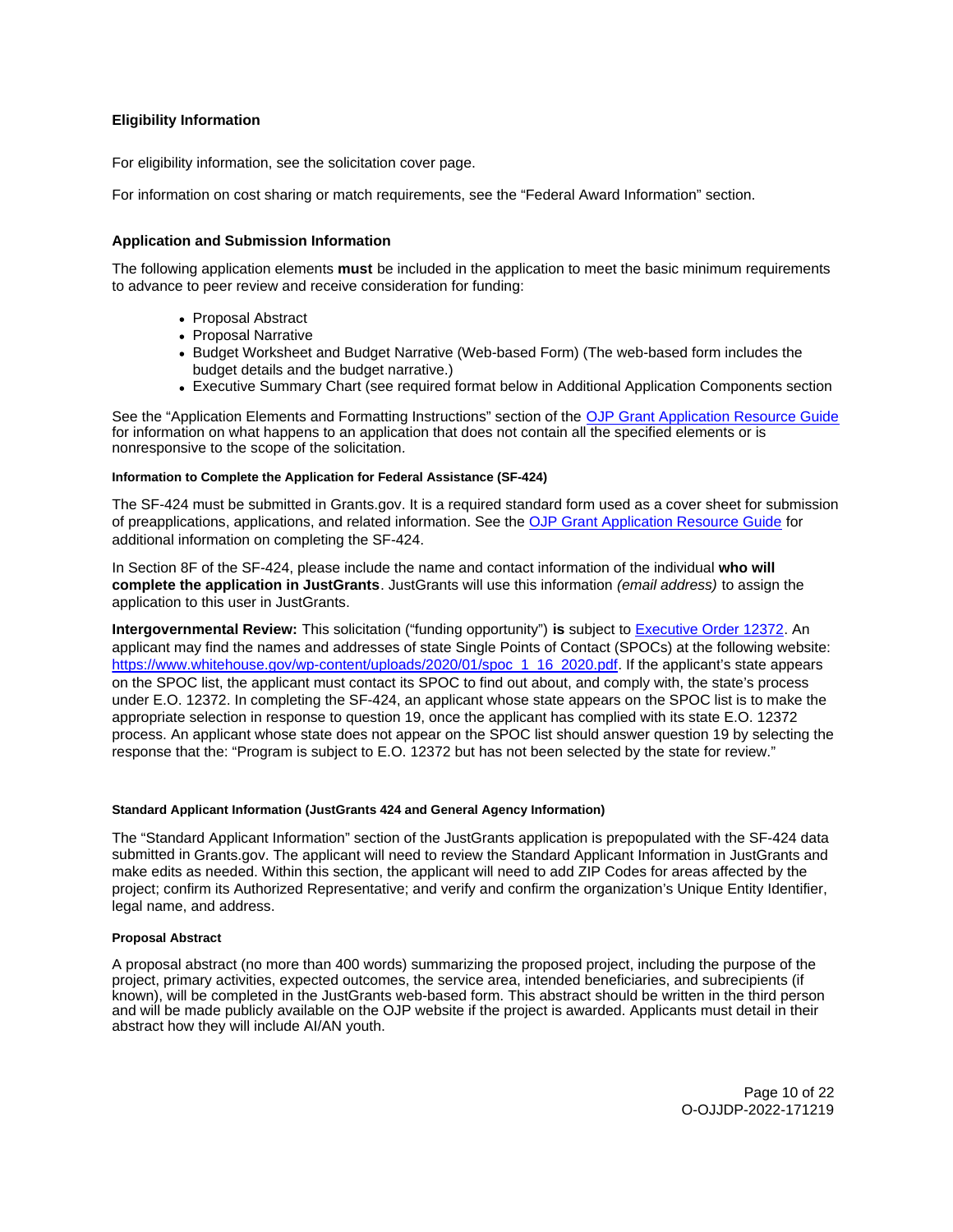## Eligibility Information

For eligibility information, see the solicitation cover page.

For information on cost sharing or match requirements, see the "Federal Award Information" section.

## Application and Submission Information

The following application elements **must** be included in the application to meet the basic minimum requirements to advance to peer review and receive consideration for funding:

- Proposal Abstract
- Proposal Narrative
- Budget Worksheet and Budget Narrative (Web-based Form) (The web-based form includes the budget details and the budget narrative.)
- Executive Summary Chart (see required format below in Additional Application Components section

See the "Application Elements and Formatting Instructions" section of the [OJP Grant Application Resource Guide](#) for information on what happens to an application that does not contain all the specified elements or is nonresponsive to the scope of the solicitation.

#### Information to Complete the Application for Federal Assistance (SF-424)

The SF-424 must be submitted in Grants.gov. It is a required standard form used as a cover sheet for submission of preapplications, applications, and related information. See the [OJP Grant Application Resource Guide](#) for additional information on completing the SF-424.

In Section 8F of the SF-424, please include the name and contact information of the individual **who will complete the application in JustGrants**. JustGrants will use this information *(email address)* to assign the application to this user in JustGrants.

**Intergovernmental Review:** This solicitation ("funding opportunity") **is** subject to [Executive Order 12372](#). An applicant may find the names and addresses of state Single Points of Contact (SPOCs) at the following website: [https://www.whitehouse.gov/wp-content/uploads/2020/01/spoc_1_16_2020.pdf](https://www.whitehouse.gov/wp-content/uploads/2020/01/spoc_1_16_2020.pdf). If the applicant's state appears on the SPOC list, the applicant must contact its SPOC to find out about, and comply with, the state's process under E.O. 12372. In completing the SF-424, an applicant whose state appears on the SPOC list is to make the appropriate selection in response to question 19, once the applicant has complied with its state E.O. 12372 process. An applicant whose state does not appear on the SPOC list should answer question 19 by selecting the response that the: "Program is subject to E.O. 12372 but has not been selected by the state for review."

#### Standard Applicant Information (JustGrants 424 and General Agency Information)

The "Standard Applicant Information" section of the JustGrants application is prepopulated with the SF-424 data submitted in Grants.gov. The applicant will need to review the Standard Applicant Information in JustGrants and make edits as needed. Within this section, the applicant will need to add ZIP Codes for areas affected by the project; confirm its Authorized Representative; and verify and confirm the organization's Unique Entity Identifier, legal name, and address.

#### Proposal Abstract

A proposal abstract (no more than 400 words) summarizing the proposed project, including the purpose of the project, primary activities, expected outcomes, the service area, intended beneficiaries, and subrecipients (if known), will be completed in the JustGrants web-based form. This abstract should be written in the third person and will be made publicly available on the OJP website if the project is awarded. Applicants must detail in their abstract how they will include AI/AN youth.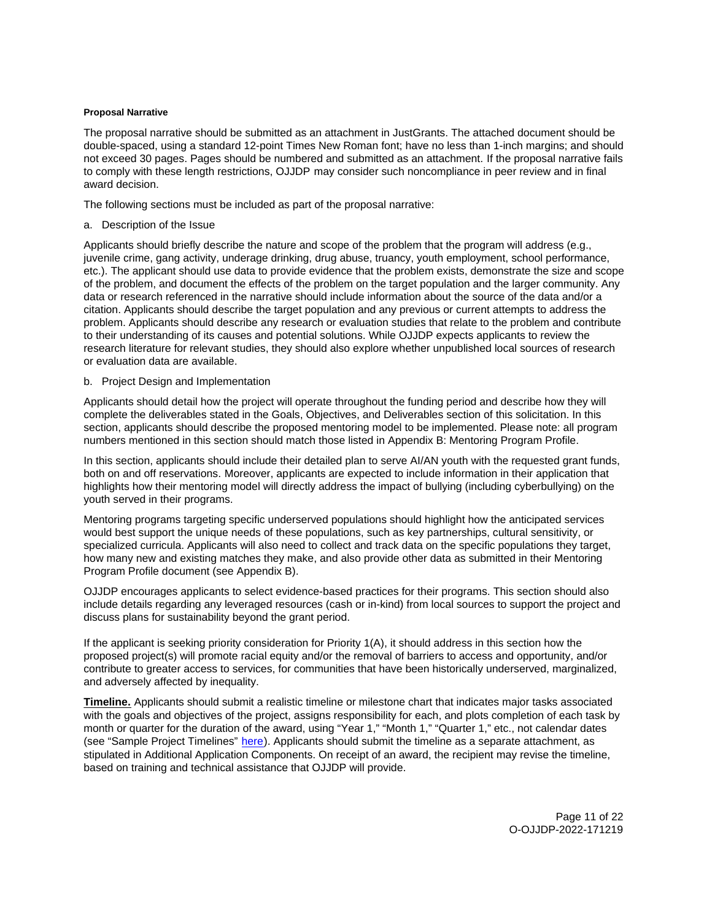**Proposal Narrative**

The proposal narrative should be submitted as an attachment in JustGrants. The attached document should be double-spaced, using a standard 12-point Times New Roman font; have no less than 1-inch margins; and should not exceed 30 pages. Pages should be numbered and submitted as an attachment. If the proposal narrative fails to comply with these length restrictions, OJJDP may consider such noncompliance in peer review and in final award decision.

The following sections must be included as part of the proposal narrative:

a. Description of the Issue

Applicants should briefly describe the nature and scope of the problem that the program will address (e.g., juvenile crime, gang activity, underage drinking, drug abuse, truancy, youth employment, school performance, etc.). The applicant should use data to provide evidence that the problem exists, demonstrate the size and scope of the problem, and document the effects of the problem on the target population and the larger community. Any data or research referenced in the narrative should include information about the source of the data and/or a citation. Applicants should describe the target population and any previous or current attempts to address the problem. Applicants should describe any research or evaluation studies that relate to the problem and contribute to their understanding of its causes and potential solutions. While OJJDP expects applicants to review the research literature for relevant studies, they should also explore whether unpublished local sources of research or evaluation data are available.

b. Project Design and Implementation

Applicants should detail how the project will operate throughout the funding period and describe how they will complete the deliverables stated in the Goals, Objectives, and Deliverables section of this solicitation. In this section, applicants should describe the proposed mentoring model to be implemented. Please note: all program numbers mentioned in this section should match those listed in Appendix B: Mentoring Program Profile.

In this section, applicants should include their detailed plan to serve AI/AN youth with the requested grant funds, both on and off reservations. Moreover, applicants are expected to include information in their application that highlights how their mentoring model will directly address the impact of bullying (including cyberbullying) on the youth served in their programs.

Mentoring programs targeting specific underserved populations should highlight how the anticipated services would best support the unique needs of these populations, such as key partnerships, cultural sensitivity, or specialized curricula. Applicants will also need to collect and track data on the specific populations they target, how many new and existing matches they make, and also provide other data as submitted in their Mentoring Program Profile document (see Appendix B).

OJJDP encourages applicants to select evidence-based practices for their programs. This section should also include details regarding any leveraged resources (cash or in-kind) from local sources to support the project and discuss plans for sustainability beyond the grant period.

If the applicant is seeking priority consideration for Priority 1(A), it should address in this section how the proposed project(s) will promote racial equity and/or the removal of barriers to access and opportunity, and/or contribute to greater access to services, for communities that have been historically underserved, marginalized, and adversely affected by inequality.

**Timeline.** Applicants should submit a realistic timeline or milestone chart that indicates major tasks associated with the goals and objectives of the project, assigns responsibility for each, and plots completion of each task by month or quarter for the duration of the award, using "Year 1," "Month 1," "Quarter 1," etc., not calendar dates (see "Sample Project Timelines" here). Applicants should submit the timeline as a separate attachment, as stipulated in Additional Application Components. On receipt of an award, the recipient may revise the timeline, based on training and technical assistance that OJJDP will provide.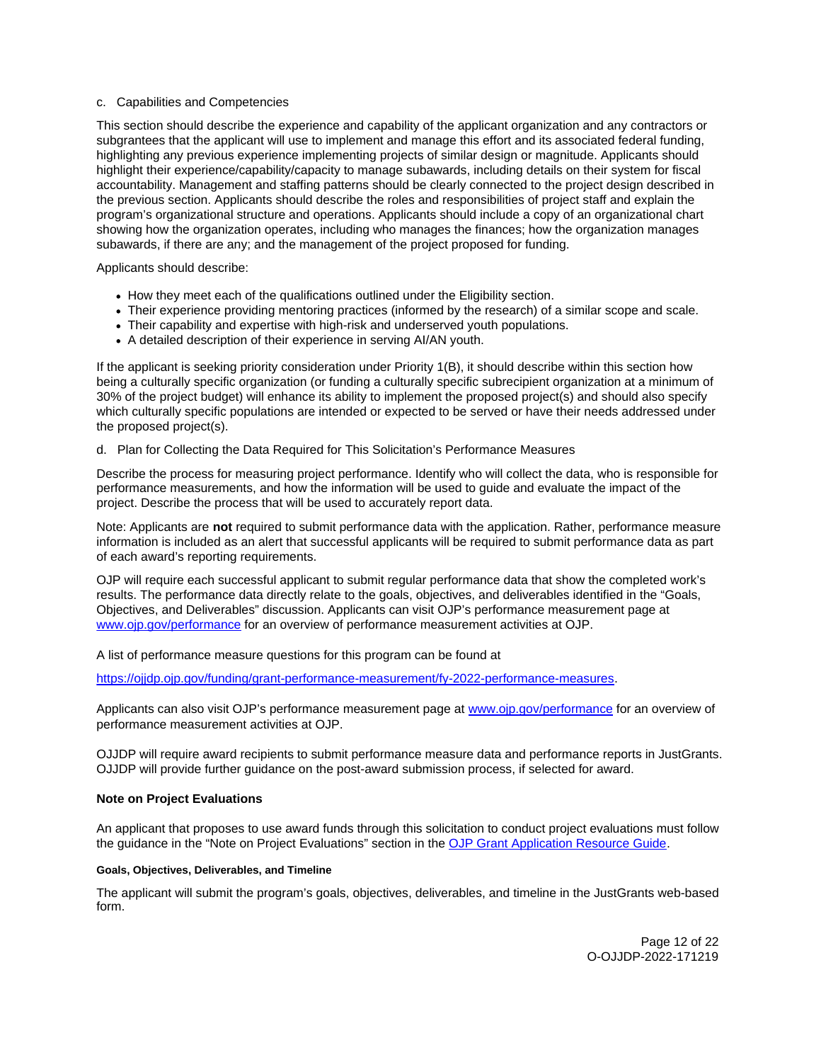c. Capabilities and Competencies

This section should describe the experience and capability of the applicant organization and any contractors or subgrantees that the applicant will use to implement and manage this effort and its associated federal funding, highlighting any previous experience implementing projects of similar design or magnitude. Applicants should highlight their experience/capability/capacity to manage subawards, including details on their system for fiscal accountability. Management and staffing patterns should be clearly connected to the project design described in the previous section. Applicants should describe the roles and responsibilities of project staff and explain the program's organizational structure and operations. Applicants should include a copy of an organizational chart showing how the organization operates, including who manages the finances; how the organization manages subawards, if there are any; and the management of the project proposed for funding.

Applicants should describe:

- How they meet each of the qualifications outlined under the Eligibility section.
- Their experience providing mentoring practices (informed by the research) of a similar scope and scale.
- Their capability and expertise with high-risk and underserved youth populations.
- A detailed description of their experience in serving AI/AN youth.

If the applicant is seeking priority consideration under Priority 1(B), it should describe within this section how being a culturally specific organization (or funding a culturally specific subrecipient organization at a minimum of 30% of the project budget) will enhance its ability to implement the proposed project(s) and should also specify which culturally specific populations are intended or expected to be served or have their needs addressed under the proposed project(s).

d. Plan for Collecting the Data Required for This Solicitation's Performance Measures

Describe the process for measuring project performance. Identify who will collect the data, who is responsible for performance measurements, and how the information will be used to guide and evaluate the impact of the project. Describe the process that will be used to accurately report data.

Note: Applicants are **not** required to submit performance data with the application. Rather, performance measure information is included as an alert that successful applicants will be required to submit performance data as part of each award's reporting requirements.

OJP will require each successful applicant to submit regular performance data that show the completed work's results. The performance data directly relate to the goals, objectives, and deliverables identified in the "Goals, Objectives, and Deliverables" discussion. Applicants can visit OJP's performance measurement page at [www.ojp.gov/performance](www.ojp.gov/performance) for an overview of performance measurement activities at OJP.

A list of performance measure questions for this program can be found at

[https://ojjdp.ojp.gov/funding/grant-performance-measurement/fy-2022-performance-measures](https://ojjdp.ojp.gov/funding/grant-performance-measurement/fy-2022-performance-measures).

Applicants can also visit OJP's performance measurement page at [www.ojp.gov/performance](www.ojp.gov/performance) for an overview of performance measurement activities at OJP.

OJJDP will require award recipients to submit performance measure data and performance reports in JustGrants. OJJDP will provide further guidance on the post-award submission process, if selected for award.

### Note on Project Evaluations

An applicant that proposes to use award funds through this solicitation to conduct project evaluations must follow the guidance in the "Note on Project Evaluations" section in the OJP Grant Application Resource Guide.

#### Goals, Objectives, Deliverables, and Timeline

The applicant will submit the program's goals, objectives, deliverables, and timeline in the JustGrants web-based form.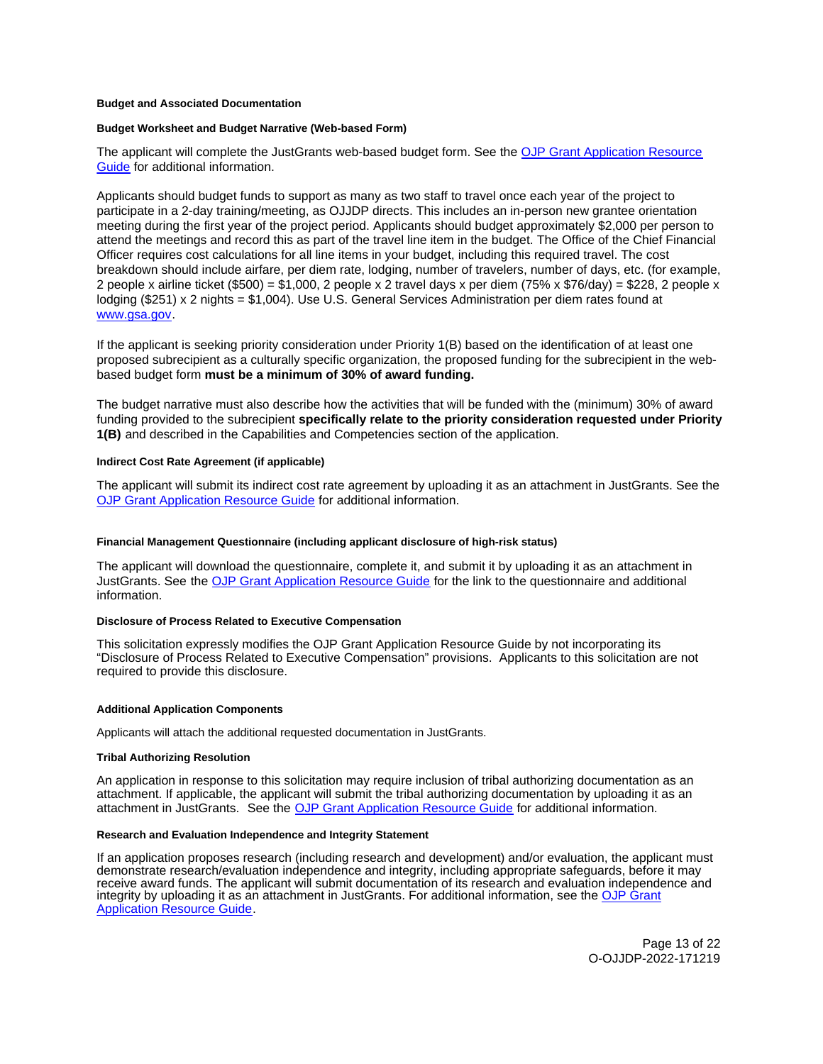**Budget and Associated Documentation**

**Budget Worksheet and Budget Narrative (Web-based Form)**

The applicant will complete the JustGrants web-based budget form. See the [OJP Grant Application Resource Guide](#) for additional information.

Applicants should budget funds to support as many as two staff to travel once each year of the project to participate in a 2-day training/meeting, as OJJDP directs. This includes an in-person new grantee orientation meeting during the first year of the project period. Applicants should budget approximately $2,000 per person to attend the meetings and record this as part of the travel line item in the budget. The Office of the Chief Financial Officer requires cost calculations for all line items in your budget, including this required travel. The cost breakdown should include airfare, per diem rate, lodging, number of travelers, number of days, etc. (for example, 2 people x airline ticket ($500) = $1,000, 2 people x 2 travel days x per diem (75% x $76/day) = $228, 2 people x lodging ($251) x 2 nights = $1,004). Use U.S. General Services Administration per diem rates found at [www.gsa.gov](http://www.gsa.gov).

If the applicant is seeking priority consideration under Priority 1(B) based on the identification of at least one proposed subrecipient as a culturally specific organization, the proposed funding for the subrecipient in the web-based budget form **must be a minimum of 30% of award funding.**

The budget narrative must also describe how the activities that will be funded with the (minimum) 30% of award funding provided to the subrecipient **specifically relate to the priority consideration requested under Priority 1(B)** and described in the Capabilities and Competencies section of the application.

**Indirect Cost Rate Agreement (if applicable)**

The applicant will submit its indirect cost rate agreement by uploading it as an attachment in JustGrants. See the [OJP Grant Application Resource Guide](#) for additional information.

**Financial Management Questionnaire (including applicant disclosure of high-risk status)**

The applicant will download the questionnaire, complete it, and submit it by uploading it as an attachment in JustGrants. See the [OJP Grant Application Resource Guide](#) for the link to the questionnaire and additional information.

**Disclosure of Process Related to Executive Compensation**

This solicitation expressly modifies the OJP Grant Application Resource Guide by not incorporating its "Disclosure of Process Related to Executive Compensation" provisions. Applicants to this solicitation are not required to provide this disclosure.

**Additional Application Components**

Applicants will attach the additional requested documentation in JustGrants.

**Tribal Authorizing Resolution**

An application in response to this solicitation may require inclusion of tribal authorizing documentation as an attachment. If applicable, the applicant will submit the tribal authorizing documentation by uploading it as an attachment in JustGrants. See the [OJP Grant Application Resource Guide](#) for additional information.

**Research and Evaluation Independence and Integrity Statement**

If an application proposes research (including research and development) and/or evaluation, the applicant must demonstrate research/evaluation independence and integrity, including appropriate safeguards, before it may receive award funds. The applicant will submit documentation of its research and evaluation independence and integrity by uploading it as an attachment in JustGrants. For additional information, see the [OJP Grant Application Resource Guide](#).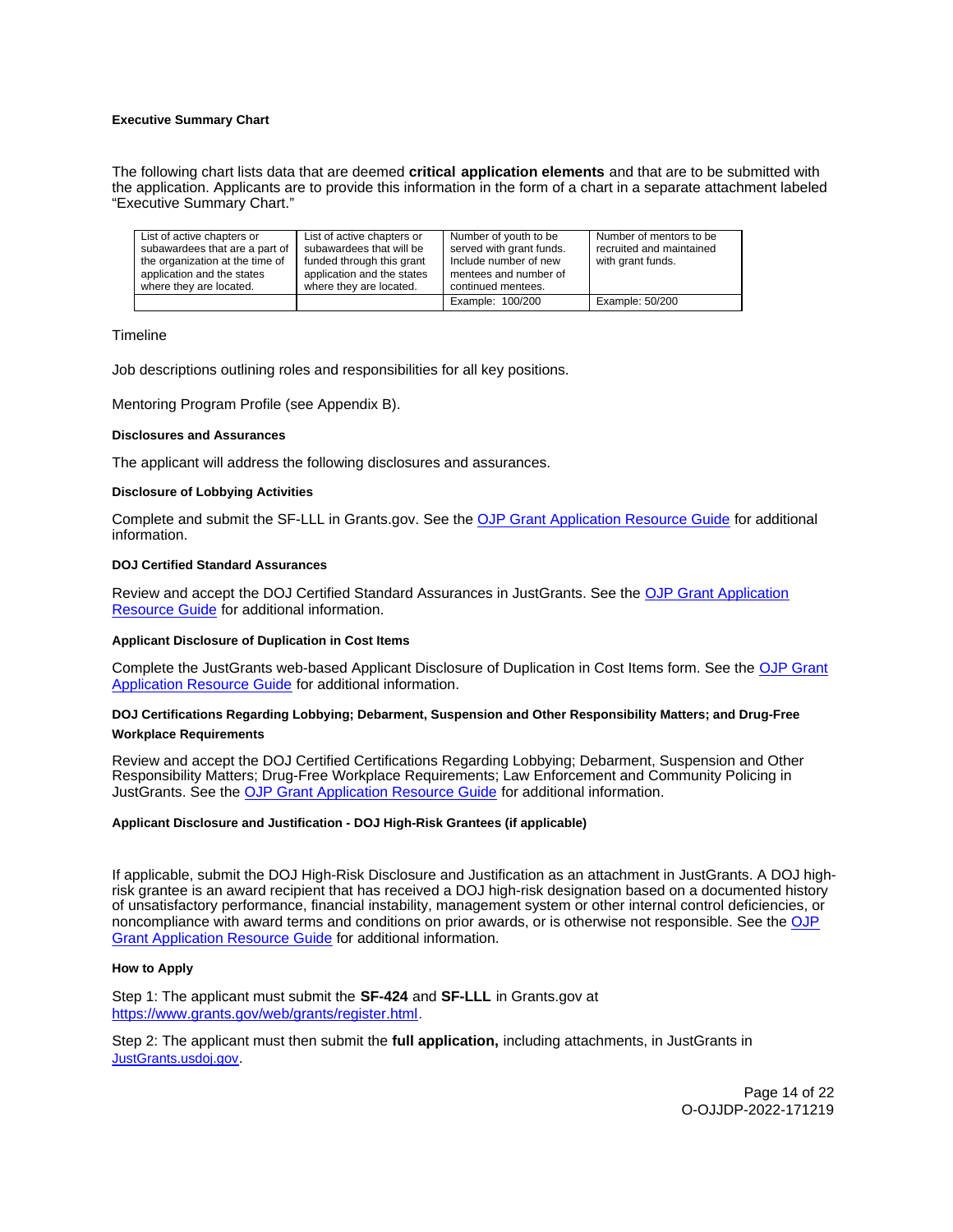#### Executive Summary Chart

The following chart lists data that are deemed **critical application elements** and that are to be submitted with the application. Applicants are to provide this information in the form of a chart in a separate attachment labeled "Executive Summary Chart."

| List of active chapters or subawardees that are a part of the organization at the time of application and the states where they are located. | List of active chapters or subawardees that will be funded through this grant application and the states where they are located. | Number of youth to be served with grant funds. Include number of new mentees and number of continued mentees. | Number of mentors to be recruited and maintained with grant funds. |
|---|---|---|---|
| | | Example: 100/200 | Example: 50/200 |

Timeline

Job descriptions outlining roles and responsibilities for all key positions.

Mentoring Program Profile (see Appendix B).

#### Disclosures and Assurances

The applicant will address the following disclosures and assurances.

#### Disclosure of Lobbying Activities

Complete and submit the SF-LLL in Grants.gov. See the OJP Grant Application Resource Guide for additional information.

#### DOJ Certified Standard Assurances

Review and accept the DOJ Certified Standard Assurances in JustGrants. See the OJP Grant Application Resource Guide for additional information.

#### Applicant Disclosure of Duplication in Cost Items

Complete the JustGrants web-based Applicant Disclosure of Duplication in Cost Items form. See the OJP Grant Application Resource Guide for additional information.

#### DOJ Certifications Regarding Lobbying; Debarment, Suspension and Other Responsibility Matters; and Drug-Free Workplace Requirements

Review and accept the DOJ Certified Certifications Regarding Lobbying; Debarment, Suspension and Other Responsibility Matters; Drug-Free Workplace Requirements; Law Enforcement and Community Policing in JustGrants. See the OJP Grant Application Resource Guide for additional information.

#### Applicant Disclosure and Justification - DOJ High-Risk Grantees (if applicable)

If applicable, submit the DOJ High-Risk Disclosure and Justification as an attachment in JustGrants. A DOJ high-risk grantee is an award recipient that has received a DOJ high-risk designation based on a documented history of unsatisfactory performance, financial instability, management system or other internal control deficiencies, or noncompliance with award terms and conditions on prior awards, or is otherwise not responsible. See the OJP Grant Application Resource Guide for additional information.

#### How to Apply

Step 1: The applicant must submit the **SF-424** and **SF-LLL** in Grants.gov at https://www.grants.gov/web/grants/register.html.

Step 2: The applicant must then submit the **full application,** including attachments, in JustGrants in JustGrants.usdoj.gov.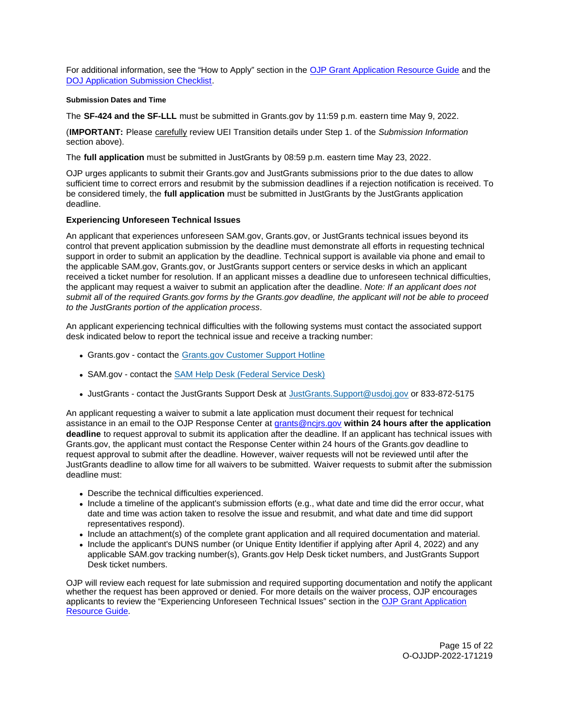For additional information, see the "How to Apply" section in the [OJP Grant Application Resource Guide](#) and the [DOJ Application Submission Checklist](#).

#### Submission Dates and Time

The **SF-424 and the SF-LLL** must be submitted in Grants.gov by 11:59 p.m. eastern time May 9, 2022.

(**IMPORTANT:** Please carefully review UEI Transition details under Step 1. of the *Submission Information* section above).

The **full application** must be submitted in JustGrants by 08:59 p.m. eastern time May 23, 2022.

OJP urges applicants to submit their Grants.gov and JustGrants submissions prior to the due dates to allow sufficient time to correct errors and resubmit by the submission deadlines if a rejection notification is received. To be considered timely, the **full application** must be submitted in JustGrants by the JustGrants application deadline.

### Experiencing Unforeseen Technical Issues

An applicant that experiences unforeseen SAM.gov, Grants.gov, or JustGrants technical issues beyond its control that prevent application submission by the deadline must demonstrate all efforts in requesting technical support in order to submit an application by the deadline. Technical support is available via phone and email to the applicable SAM.gov, Grants.gov, or JustGrants support centers or service desks in which an applicant received a ticket number for resolution. If an applicant misses a deadline due to unforeseen technical difficulties, the applicant may request a waiver to submit an application after the deadline. *Note: If an applicant does not submit all of the required Grants.gov forms by the Grants.gov deadline, the applicant will not be able to proceed to the JustGrants portion of the application process*.

An applicant experiencing technical difficulties with the following systems must contact the associated support desk indicated below to report the technical issue and receive a tracking number:

- Grants.gov - contact the [Grants.gov Customer Support Hotline](#)
- SAM.gov - contact the [SAM Help Desk (Federal Service Desk)](#)
- JustGrants - contact the JustGrants Support Desk at [JustGrants.Support@usdoj.gov](mailto:JustGrants.Support@usdoj.gov) or 833-872-5175

An applicant requesting a waiver to submit a late application must document their request for technical assistance in an email to the OJP Response Center at [grants@ncjrs.gov](mailto:grants@ncjrs.gov) **within 24 hours after the application deadline** to request approval to submit its application after the deadline. If an applicant has technical issues with Grants.gov, the applicant must contact the Response Center within 24 hours of the Grants.gov deadline to request approval to submit after the deadline. However, waiver requests will not be reviewed until after the JustGrants deadline to allow time for all waivers to be submitted. Waiver requests to submit after the submission deadline must:

- Describe the technical difficulties experienced.
- Include a timeline of the applicant's submission efforts (e.g., what date and time did the error occur, what date and time was action taken to resolve the issue and resubmit, and what date and time did support representatives respond).
- Include an attachment(s) of the complete grant application and all required documentation and material.
- Include the applicant's DUNS number (or Unique Entity Identifier if applying after April 4, 2022) and any applicable SAM.gov tracking number(s), Grants.gov Help Desk ticket numbers, and JustGrants Support Desk ticket numbers.

OJP will review each request for late submission and required supporting documentation and notify the applicant whether the request has been approved or denied. For more details on the waiver process, OJP encourages applicants to review the "Experiencing Unforeseen Technical Issues" section in the [OJP Grant Application Resource Guide](#).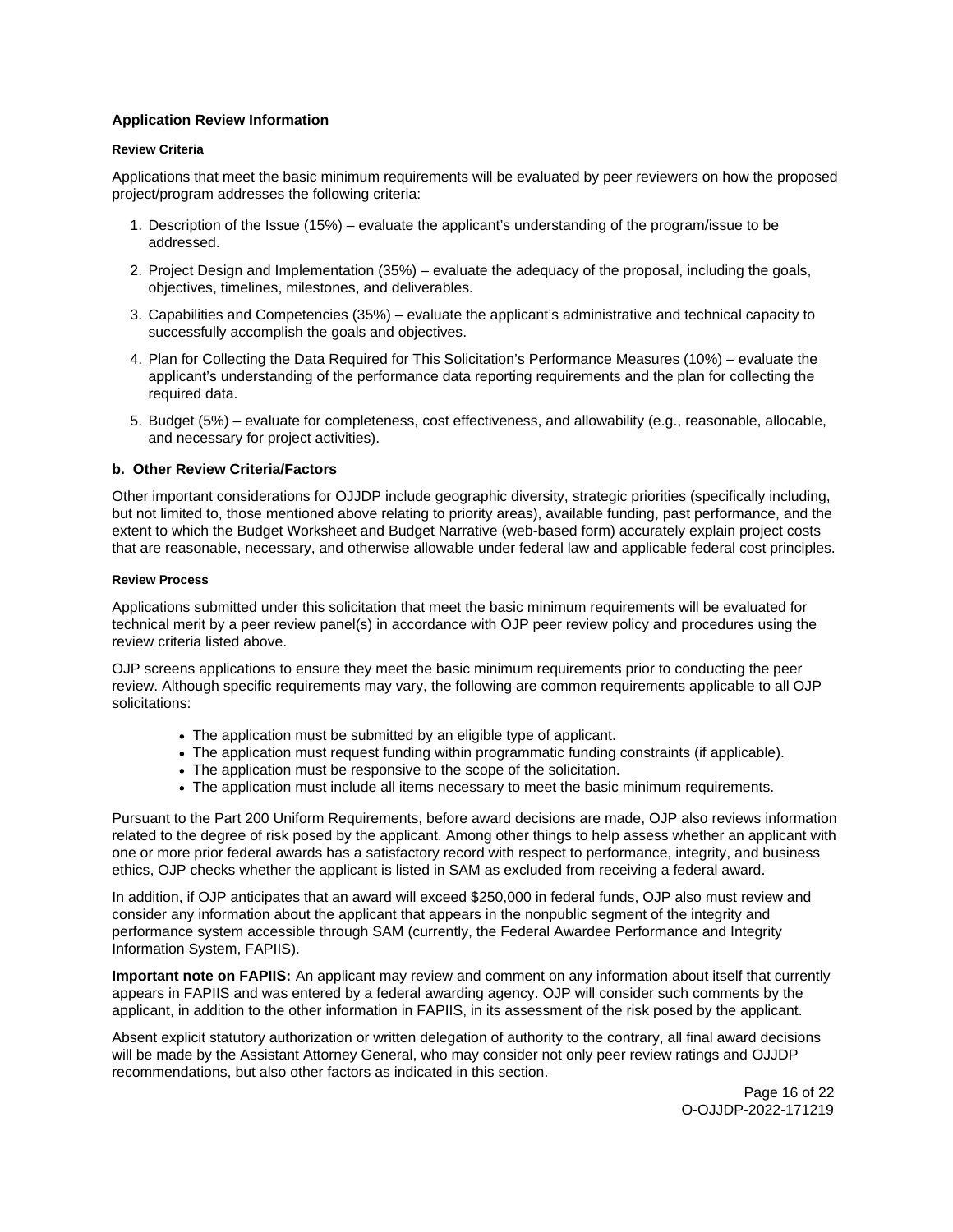### Application Review Information

#### Review Criteria

Applications that meet the basic minimum requirements will be evaluated by peer reviewers on how the proposed project/program addresses the following criteria:

1. Description of the Issue (15%) – evaluate the applicant's understanding of the program/issue to be addressed.
2. Project Design and Implementation (35%) – evaluate the adequacy of the proposal, including the goals, objectives, timelines, milestones, and deliverables.
3. Capabilities and Competencies (35%) – evaluate the applicant's administrative and technical capacity to successfully accomplish the goals and objectives.
4. Plan for Collecting the Data Required for This Solicitation's Performance Measures (10%) – evaluate the applicant's understanding of the performance data reporting requirements and the plan for collecting the required data.
5. Budget (5%) – evaluate for completeness, cost effectiveness, and allowability (e.g., reasonable, allocable, and necessary for project activities).

### b. Other Review Criteria/Factors

Other important considerations for OJJDP include geographic diversity, strategic priorities (specifically including, but not limited to, those mentioned above relating to priority areas), available funding, past performance, and the extent to which the Budget Worksheet and Budget Narrative (web-based form) accurately explain project costs that are reasonable, necessary, and otherwise allowable under federal law and applicable federal cost principles.

#### Review Process

Applications submitted under this solicitation that meet the basic minimum requirements will be evaluated for technical merit by a peer review panel(s) in accordance with OJP peer review policy and procedures using the review criteria listed above.

OJP screens applications to ensure they meet the basic minimum requirements prior to conducting the peer review. Although specific requirements may vary, the following are common requirements applicable to all OJP solicitations:

- The application must be submitted by an eligible type of applicant.
- The application must request funding within programmatic funding constraints (if applicable).
- The application must be responsive to the scope of the solicitation.
- The application must include all items necessary to meet the basic minimum requirements.

Pursuant to the Part 200 Uniform Requirements, before award decisions are made, OJP also reviews information related to the degree of risk posed by the applicant. Among other things to help assess whether an applicant with one or more prior federal awards has a satisfactory record with respect to performance, integrity, and business ethics, OJP checks whether the applicant is listed in SAM as excluded from receiving a federal award.

In addition, if OJP anticipates that an award will exceed $250,000 in federal funds, OJP also must review and consider any information about the applicant that appears in the nonpublic segment of the integrity and performance system accessible through SAM (currently, the Federal Awardee Performance and Integrity Information System, FAPIIS).

**Important note on FAPIIS:** An applicant may review and comment on any information about itself that currently appears in FAPIIS and was entered by a federal awarding agency. OJP will consider such comments by the applicant, in addition to the other information in FAPIIS, in its assessment of the risk posed by the applicant.

Absent explicit statutory authorization or written delegation of authority to the contrary, all final award decisions will be made by the Assistant Attorney General, who may consider not only peer review ratings and OJJDP recommendations, but also other factors as indicated in this section.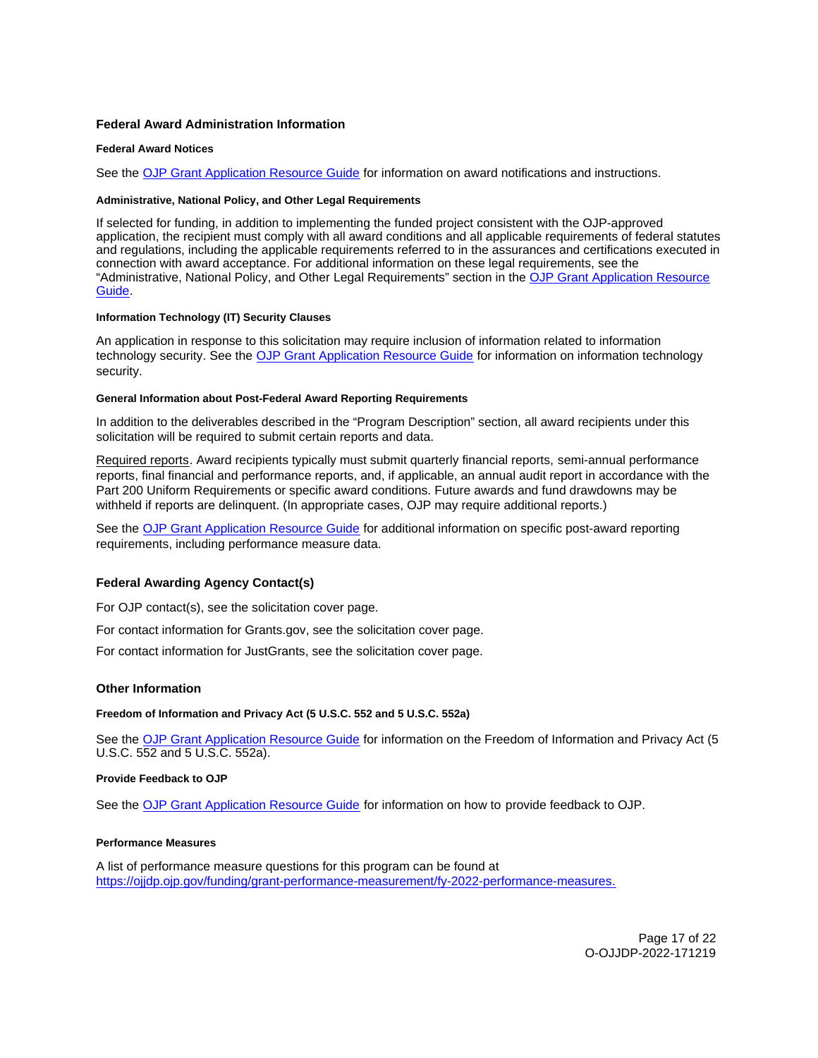## Federal Award Administration Information

#### Federal Award Notices

See the [OJP Grant Application Resource Guide](#) for information on award notifications and instructions.

#### Administrative, National Policy, and Other Legal Requirements

If selected for funding, in addition to implementing the funded project consistent with the OJP-approved application, the recipient must comply with all award conditions and all applicable requirements of federal statutes and regulations, including the applicable requirements referred to in the assurances and certifications executed in connection with award acceptance. For additional information on these legal requirements, see the "Administrative, National Policy, and Other Legal Requirements" section in the [OJP Grant Application Resource Guide](#).

#### Information Technology (IT) Security Clauses

An application in response to this solicitation may require inclusion of information related to information technology security. See the [OJP Grant Application Resource Guide](#) for information on information technology security.

#### General Information about Post-Federal Award Reporting Requirements

In addition to the deliverables described in the "Program Description" section, all award recipients under this solicitation will be required to submit certain reports and data.

Required reports. Award recipients typically must submit quarterly financial reports, semi-annual performance reports, final financial and performance reports, and, if applicable, an annual audit report in accordance with the Part 200 Uniform Requirements or specific award conditions. Future awards and fund drawdowns may be withheld if reports are delinquent. (In appropriate cases, OJP may require additional reports.)

See the [OJP Grant Application Resource Guide](#) for additional information on specific post-award reporting requirements, including performance measure data.

## Federal Awarding Agency Contact(s)

For OJP contact(s), see the solicitation cover page.

For contact information for Grants.gov, see the solicitation cover page.

For contact information for JustGrants, see the solicitation cover page.

## Other Information

#### Freedom of Information and Privacy Act (5 U.S.C. 552 and 5 U.S.C. 552a)

See the [OJP Grant Application Resource Guide](#) for information on the Freedom of Information and Privacy Act (5 U.S.C. 552 and 5 U.S.C. 552a).

#### Provide Feedback to OJP

See the [OJP Grant Application Resource Guide](#) for information on how to provide feedback to OJP.

#### Performance Measures

A list of performance measure questions for this program can be found at https://ojjdp.ojp.gov/funding/grant-performance-measurement/fy-2022-performance-measures.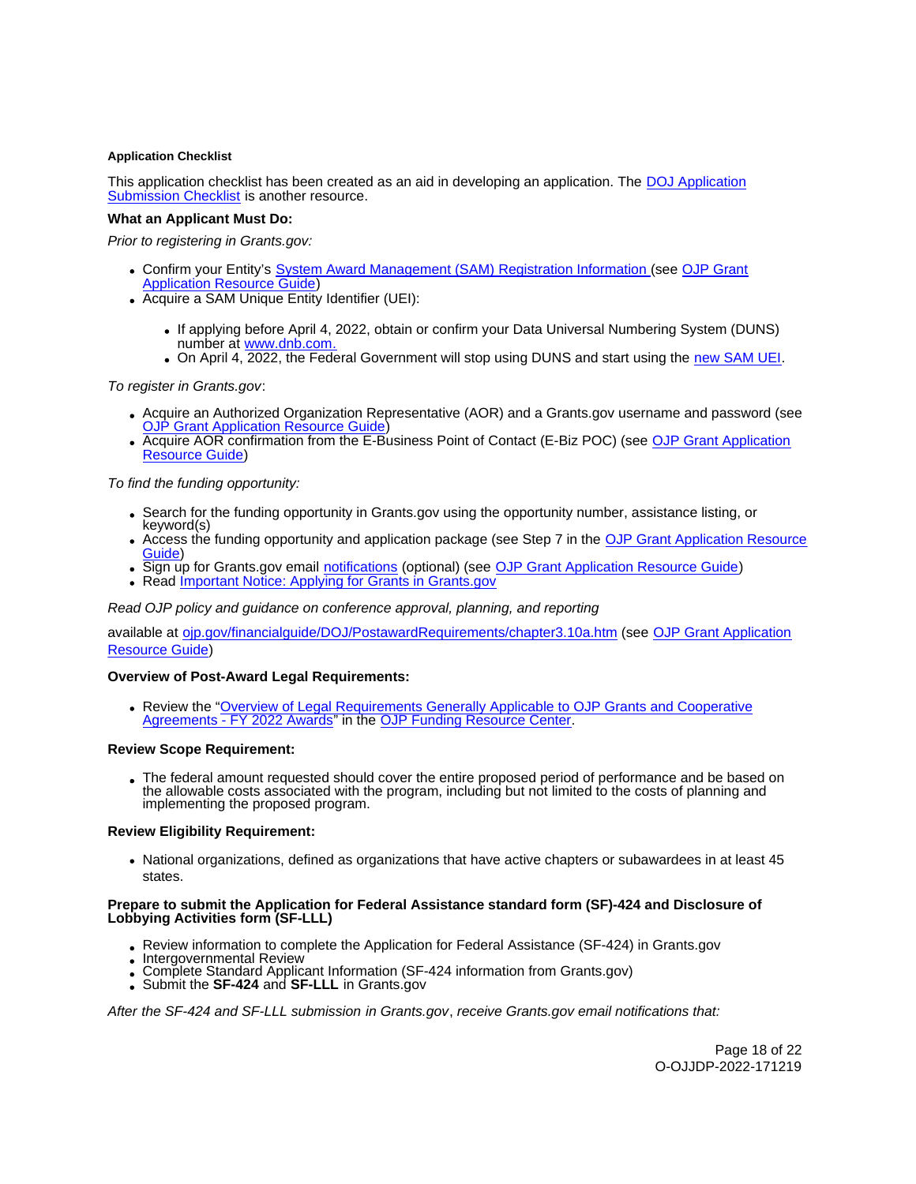#### Application Checklist

This application checklist has been created as an aid in developing an application. The DOJ Application Submission Checklist is another resource.

**What an Applicant Must Do:**

*Prior to registering in Grants.gov:*

- Confirm your Entity's System Award Management (SAM) Registration Information (see OJP Grant Application Resource Guide)
- Acquire a SAM Unique Entity Identifier (UEI):
  - If applying before April 4, 2022, obtain or confirm your Data Universal Numbering System (DUNS) number at www.dnb.com.
  - On April 4, 2022, the Federal Government will stop using DUNS and start using the new SAM UEI.

*To register in Grants.gov*:

- Acquire an Authorized Organization Representative (AOR) and a Grants.gov username and password (see OJP Grant Application Resource Guide)
- Acquire AOR confirmation from the E-Business Point of Contact (E-Biz POC) (see OJP Grant Application Resource Guide)

*To find the funding opportunity:*

- Search for the funding opportunity in Grants.gov using the opportunity number, assistance listing, or keyword(s)
- Access the funding opportunity and application package (see Step 7 in the OJP Grant Application Resource Guide)
- Sign up for Grants.gov email notifications (optional) (see OJP Grant Application Resource Guide)
- Read Important Notice: Applying for Grants in Grants.gov

*Read OJP policy and guidance on conference approval, planning, and reporting*

available at ojp.gov/financialguide/DOJ/PostawardRequirements/chapter3.10a.htm (see OJP Grant Application Resource Guide)

**Overview of Post-Award Legal Requirements:**

- Review the "Overview of Legal Requirements Generally Applicable to OJP Grants and Cooperative Agreements - FY 2022 Awards" in the OJP Funding Resource Center.

**Review Scope Requirement:**

- The federal amount requested should cover the entire proposed period of performance and be based on the allowable costs associated with the program, including but not limited to the costs of planning and implementing the proposed program.

**Review Eligibility Requirement:**

- National organizations, defined as organizations that have active chapters or subawardees in at least 45 states.

**Prepare to submit the Application for Federal Assistance standard form (SF)-424 and Disclosure of Lobbying Activities form (SF-LLL)**

- Review information to complete the Application for Federal Assistance (SF-424) in Grants.gov
- Intergovernmental Review
- Complete Standard Applicant Information (SF-424 information from Grants.gov)
- Submit the **SF-424** and **SF-LLL** in Grants.gov

*After the SF-424 and SF-LLL submission in Grants.gov*, *receive Grants.gov email notifications that:*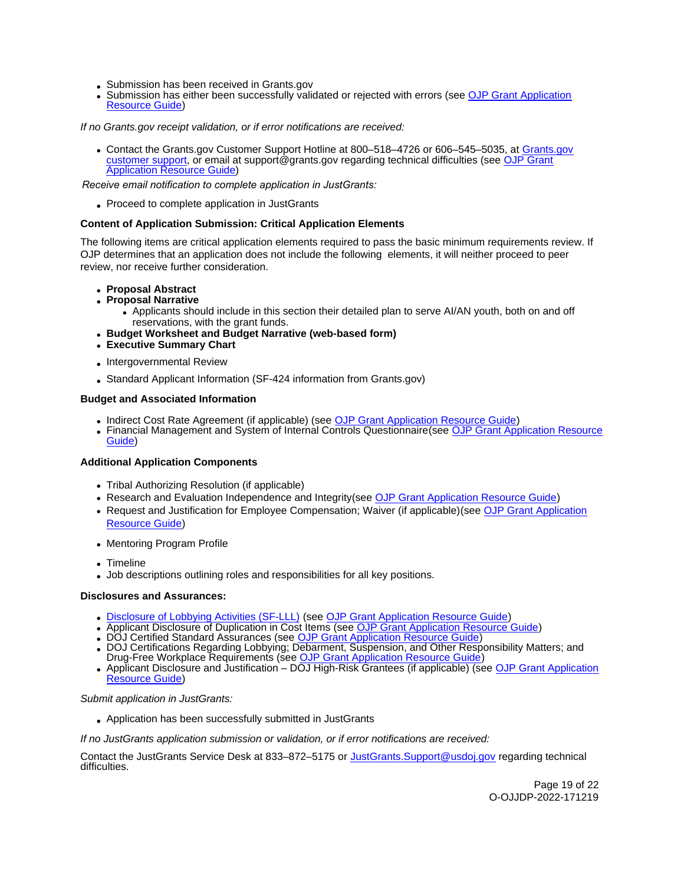- Submission has been received in Grants.gov
- Submission has either been successfully validated or rejected with errors (see OJP Grant Application Resource Guide)

*If no Grants.gov receipt validation, or if error notifications are received:*

- Contact the Grants.gov Customer Support Hotline at 800–518–4726 or 606–545–5035, at Grants.gov customer support, or email at support@grants.gov regarding technical difficulties (see OJP Grant Application Resource Guide)

*Receive email notification to complete application in JustGrants:*

- Proceed to complete application in JustGrants

**Content of Application Submission: Critical Application Elements**

The following items are critical application elements required to pass the basic minimum requirements review. If OJP determines that an application does not include the following elements, it will neither proceed to peer review, nor receive further consideration.

- **Proposal Abstract**
- **Proposal Narrative**
  - Applicants should include in this section their detailed plan to serve AI/AN youth, both on and off reservations, with the grant funds.
- **Budget Worksheet and Budget Narrative (web-based form)**
- **Executive Summary Chart**
- Intergovernmental Review
- Standard Applicant Information (SF-424 information from Grants.gov)

**Budget and Associated Information**

- Indirect Cost Rate Agreement (if applicable) (see OJP Grant Application Resource Guide)
- Financial Management and System of Internal Controls Questionnaire(see OJP Grant Application Resource Guide)

**Additional Application Components**

- Tribal Authorizing Resolution (if applicable)
- Research and Evaluation Independence and Integrity(see OJP Grant Application Resource Guide)
- Request and Justification for Employee Compensation; Waiver (if applicable)(see OJP Grant Application Resource Guide)
- Mentoring Program Profile
- Timeline
- Job descriptions outlining roles and responsibilities for all key positions.

**Disclosures and Assurances:**

- Disclosure of Lobbying Activities (SF-LLL) (see OJP Grant Application Resource Guide)
- Applicant Disclosure of Duplication in Cost Items (see OJP Grant Application Resource Guide)
- DOJ Certified Standard Assurances (see OJP Grant Application Resource Guide)
- DOJ Certifications Regarding Lobbying; Debarment, Suspension, and Other Responsibility Matters; and Drug-Free Workplace Requirements (see OJP Grant Application Resource Guide)
- Applicant Disclosure and Justification – DOJ High-Risk Grantees (if applicable) (see OJP Grant Application Resource Guide)

*Submit application in JustGrants:*

- Application has been successfully submitted in JustGrants

*If no JustGrants application submission or validation, or if error notifications are received:*

Contact the JustGrants Service Desk at 833–872–5175 or JustGrants.Support@usdoj.gov regarding technical difficulties.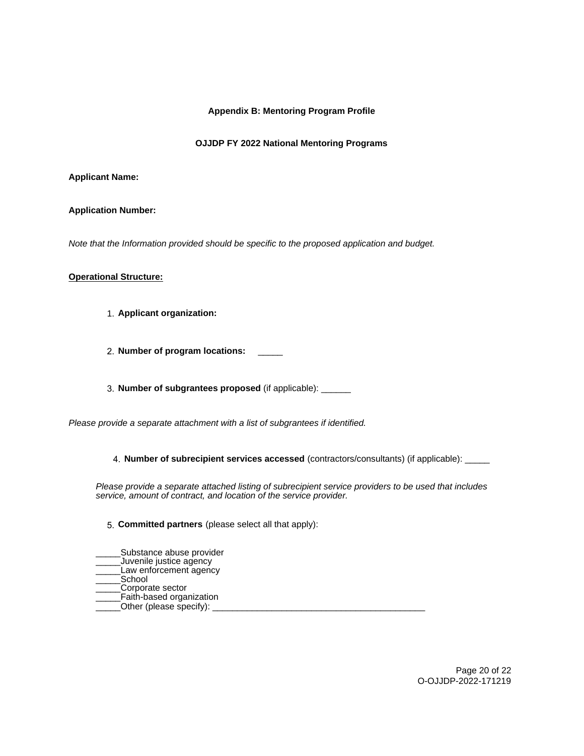**Appendix B: Mentoring Program Profile**

**OJJDP FY 2022 National Mentoring Programs**

**Applicant Name:**

**Application Number:**

*Note that the Information provided should be specific to the proposed application and budget.*

**<u>Operational Structure:</u>**

1. **Applicant organization:**

2. **Number of program locations:** _____

3. **Number of subgrantees proposed** (if applicable): ______

*Please provide a separate attachment with a list of subgrantees if identified.*

4. **Number of subrecipient services accessed** (contractors/consultants) (if applicable): _____

*Please provide a separate attached listing of subrecipient service providers to be used that includes service, amount of contract, and location of the service provider.*

5. **Committed partners** (please select all that apply):

_____Substance abuse provider
_____Juvenile justice agency
_____Law enforcement agency
_____School
_____Corporate sector
_____Faith-based organization
_____Other (please specify): ____________________________________________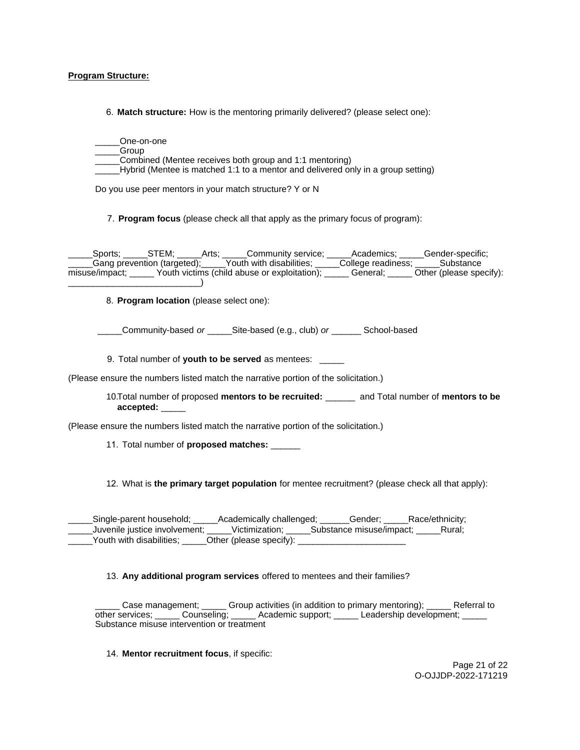**Program Structure:**

6. **Match structure:** How is the mentoring primarily delivered? (please select one):

_____One-on-one
_____Group
_____Combined (Mentee receives both group and 1:1 mentoring)
_____Hybrid (Mentee is matched 1:1 to a mentor and delivered only in a group setting)

Do you use peer mentors in your match structure? Y or N

7. **Program focus** (please check all that apply as the primary focus of program):

_____Sports; _____STEM; _____Arts; _____Community service; _____Academics; _____Gender-specific; _____Gang prevention (targeted);_____Youth with disabilities; _____College readiness; _____Substance misuse/impact; _____ Youth victims (child abuse or exploitation); _____ General; _____ Other (please specify): ___________________________)

8. **Program location** (please select one):

_____Community-based *or* _____Site-based (e.g., club) *or* ______ School-based

9. Total number of **youth to be served** as mentees: _____

(Please ensure the numbers listed match the narrative portion of the solicitation.)

10. Total number of proposed **mentors to be recruited:** ______ and Total number of **mentors to be accepted:** _____

(Please ensure the numbers listed match the narrative portion of the solicitation.)

11. Total number of **proposed matches:** ______

12. What is **the primary target population** for mentee recruitment? (please check all that apply):

_____Single-parent household; _____Academically challenged; ______Gender; _____Race/ethnicity; _____Juvenile justice involvement; _____Victimization; _____Substance misuse/impact; _____Rural; _____Youth with disabilities; _____Other (please specify): ______________________

13. **Any additional program services** offered to mentees and their families?

_____ Case management; _____ Group activities (in addition to primary mentoring); _____ Referral to other services; _____ Counseling; _____ Academic support; _____ Leadership development; _____ Substance misuse intervention or treatment

14. **Mentor recruitment focus**, if specific: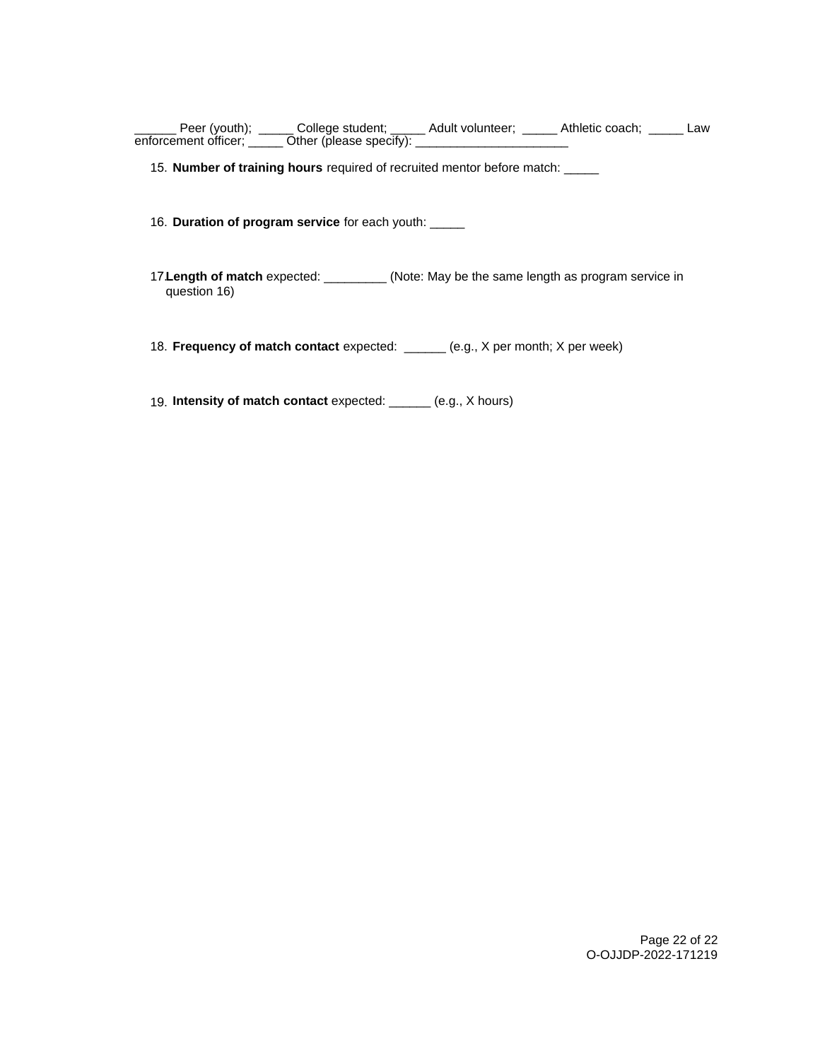______ Peer (youth); _____ College student; _____ Adult volunteer; _____ Athletic coach; _____ Law enforcement officer; _____ Other (please specify): ______________________

15. **Number of training hours** required of recruited mentor before match: _____

16. **Duration of program service** for each youth: _____

17. **Length of match** expected: _________ (Note: May be the same length as program service in question 16)

18. **Frequency of match contact** expected: ______ (e.g., X per month; X per week)

19. **Intensity of match contact** expected: ______ (e.g., X hours)

O-OJJDP-2022-171219